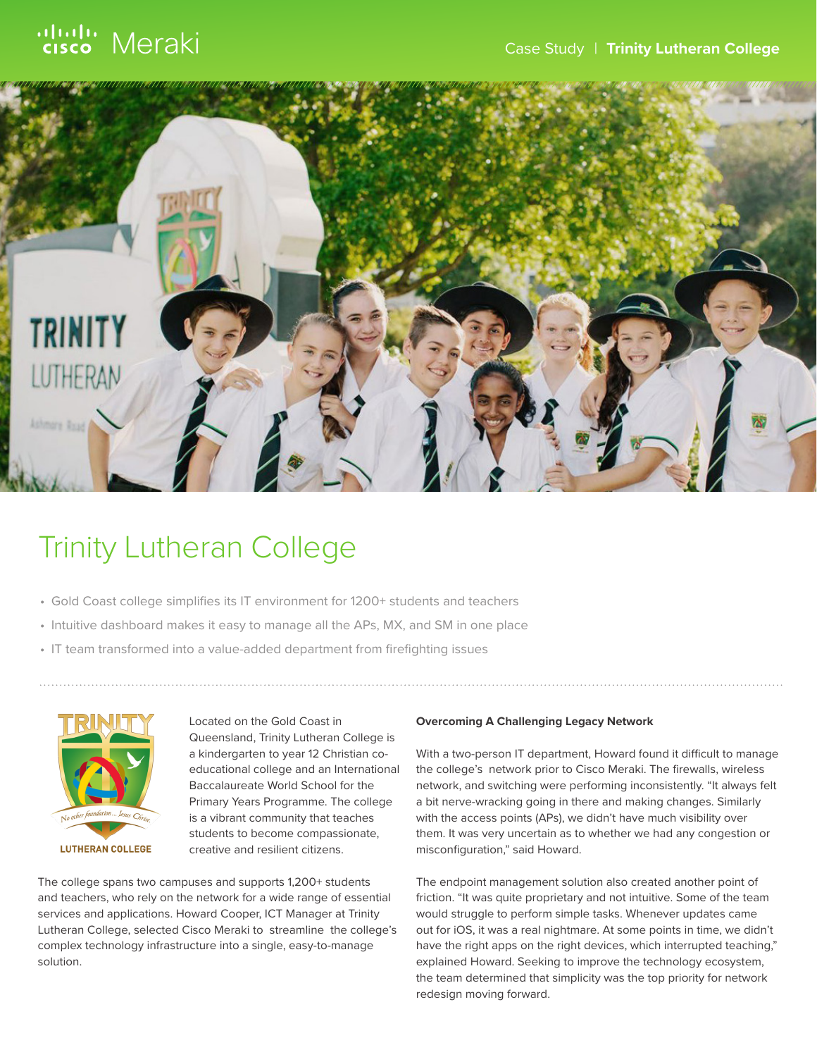# Trinity Lutheran College

- Gold Coast college simplifies its IT environment for 1200+ students and teachers
- Intuitive dashboard makes it easy to manage all the APs, MX, and SM in one place
- IT team transformed into a value-added department from firefighting issues

Located on the Gold Coast in Queensland, Trinity Lutheran College is a kindergarten to year 12 Christian co-educational college and an International Baccalaureate World School for the Primary Years Programme. The college is a vibrant community that teaches students to become compassionate, creative and resilient citizens.

The college spans two campuses and supports 1,200+ students and teachers, who rely on the network for a wide range of essential services and applications. Howard Cooper, ICT Manager at Trinity Lutheran College, selected Cisco Meraki to streamline the college's complex technology infrastructure into a single, easy-to-manage solution.

### Overcoming A Challenging Legacy Network

With a two-person IT department, Howard found it difficult to manage the college's network prior to Cisco Meraki. The firewalls, wireless network, and switching were performing inconsistently. "It always felt a bit nerve-wracking going in there and making changes. Similarly with the access points (APs), we didn't have much visibility over them. It was very uncertain as to whether we had any congestion or misconfiguration," said Howard.

The endpoint management solution also created another point of friction. "It was quite proprietary and not intuitive. Some of the team would struggle to perform simple tasks. Whenever updates came out for iOS, it was a real nightmare. At some points in time, we didn't have the right apps on the right devices, which interrupted teaching," explained Howard. Seeking to improve the technology ecosystem, the team determined that simplicity was the top priority for network redesign moving forward.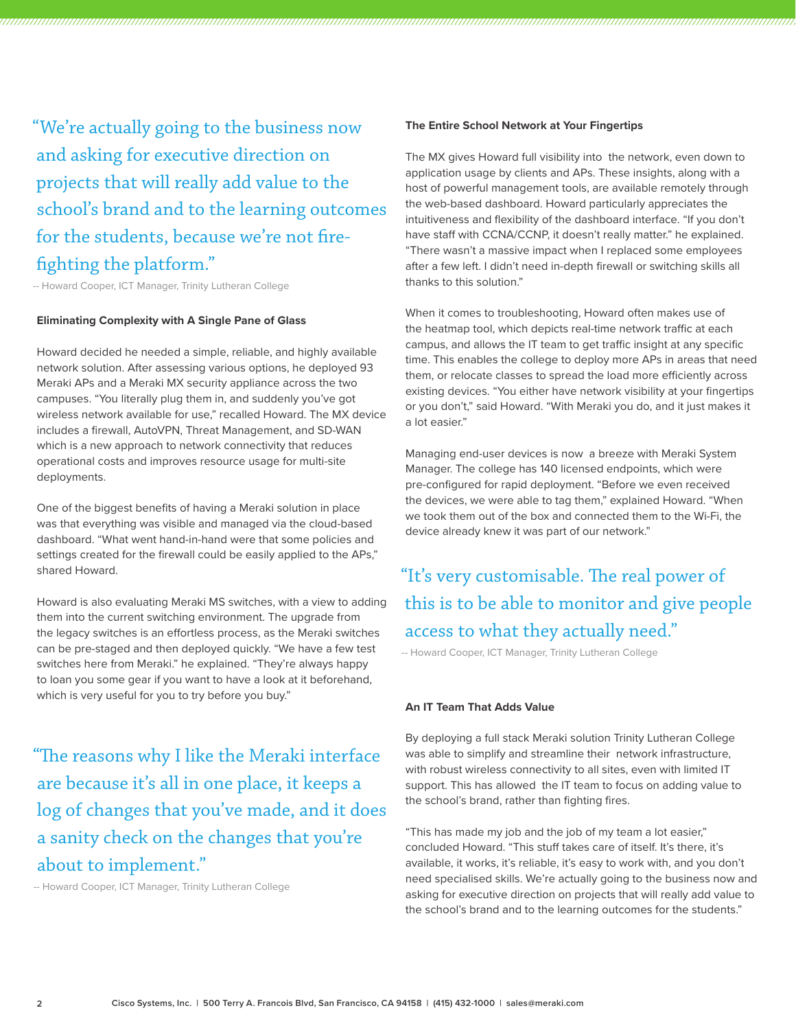> "We're actually going to the business now and asking for executive direction on projects that will really add value to the school's brand and to the learning outcomes for the students, because we're not fire-fighting the platform."
>
> -- Howard Cooper, ICT Manager, Trinity Lutheran College

**Eliminating Complexity with A Single Pane of Glass**

Howard decided he needed a simple, reliable, and highly available network solution. After assessing various options, he deployed 93 Meraki APs and a Meraki MX security appliance across the two campuses. "You literally plug them in, and suddenly you've got wireless network available for use," recalled Howard. The MX device includes a firewall, AutoVPN, Threat Management, and SD-WAN which is a new approach to network connectivity that reduces operational costs and improves resource usage for multi-site deployments.

One of the biggest benefits of having a Meraki solution in place was that everything was visible and managed via the cloud-based dashboard. "What went hand-in-hand were that some policies and settings created for the firewall could be easily applied to the APs," shared Howard.

Howard is also evaluating Meraki MS switches, with a view to adding them into the current switching environment. The upgrade from the legacy switches is an effortless process, as the Meraki switches can be pre-staged and then deployed quickly. "We have a few test switches here from Meraki." he explained. "They're always happy to loan you some gear if you want to have a look at it beforehand, which is very useful for you to try before you buy."

> "The reasons why I like the Meraki interface are because it's all in one place, it keeps a log of changes that you've made, and it does a sanity check on the changes that you're about to implement."
>
> -- Howard Cooper, ICT Manager, Trinity Lutheran College

**The Entire School Network at Your Fingertips**

The MX gives Howard full visibility into the network, even down to application usage by clients and APs. These insights, along with a host of powerful management tools, are available remotely through the web-based dashboard. Howard particularly appreciates the intuitiveness and flexibility of the dashboard interface. "If you don't have staff with CCNA/CCNP, it doesn't really matter." he explained. "There wasn't a massive impact when I replaced some employees after a few left. I didn't need in-depth firewall or switching skills all thanks to this solution."

When it comes to troubleshooting, Howard often makes use of the heatmap tool, which depicts real-time network traffic at each campus, and allows the IT team to get traffic insight at any specific time. This enables the college to deploy more APs in areas that need them, or relocate classes to spread the load more efficiently across existing devices. "You either have network visibility at your fingertips or you don't," said Howard. "With Meraki you do, and it just makes it a lot easier."

Managing end-user devices is now a breeze with Meraki System Manager. The college has 140 licensed endpoints, which were pre-configured for rapid deployment. "Before we even received the devices, we were able to tag them," explained Howard. "When we took them out of the box and connected them to the Wi-Fi, the device already knew it was part of our network."

> "It's very customisable. The real power of this is to be able to monitor and give people access to what they actually need."
>
> -- Howard Cooper, ICT Manager, Trinity Lutheran College

**An IT Team That Adds Value**

By deploying a full stack Meraki solution Trinity Lutheran College was able to simplify and streamline their network infrastructure, with robust wireless connectivity to all sites, even with limited IT support. This has allowed the IT team to focus on adding value to the school's brand, rather than fighting fires.

"This has made my job and the job of my team a lot easier," concluded Howard. "This stuff takes care of itself. It's there, it's available, it works, it's reliable, it's easy to work with, and you don't need specialised skills. We're actually going to the business now and asking for executive direction on projects that will really add value to the school's brand and to the learning outcomes for the students."

Cisco Systems, Inc. | 500 Terry A. Francois Blvd, San Francisco, CA 94158 | (415) 432-1000 | sales@meraki.com